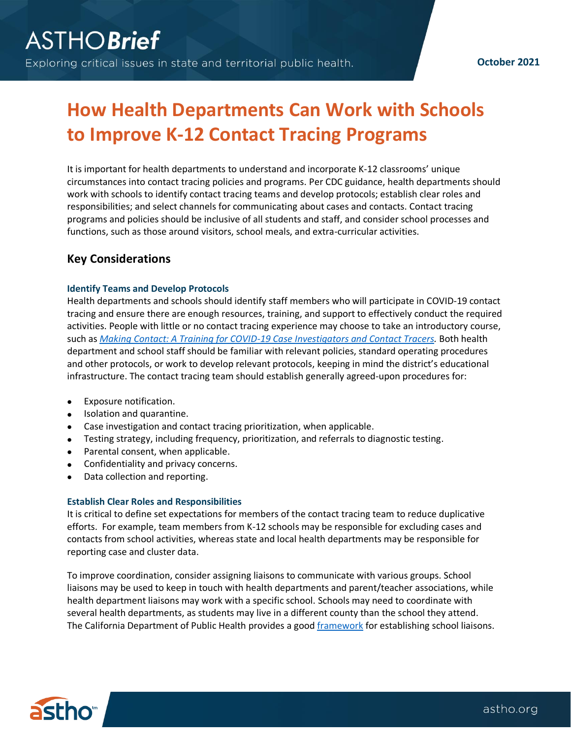# How Health Departments Can Work with Schools to Improve K-12 Contact Tracing Programs

It is important for health departments to understand and incorporate K-12 classrooms' unique circumstances into contact tracing policies and programs. Per CDC guidance, health departments should work with schools to identify contact tracing teams and develop protocols; establish clear roles and responsibilities; and select channels for communicating about cases and contacts. Contact tracing programs and policies should be inclusive of all students and staff, and consider school processes and functions, such as those around visitors, school meals, and extra-curricular activities.

## Key Considerations

### Identify Teams and Develop Protocols

Health departments and schools should identify staff members who will participate in COVID-19 contact tracing and ensure there are enough resources, training, and support to effectively conduct the required activities. People with little or no contact tracing experience may choose to take an introductory course, such as *Making Contact: A Training for COVID-19 Case Investigators and Contact Tracers.* Both health department and school staff should be familiar with relevant policies, standard operating procedures and other protocols, or work to develop relevant protocols, keeping in mind the district's educational infrastructure. The contact tracing team should establish generally agreed-upon procedures for:

- Exposure notification.
- Isolation and quarantine.
- Case investigation and contact tracing prioritization, when applicable.
- Testing strategy, including frequency, prioritization, and referrals to diagnostic testing.
- Parental consent, when applicable.
- Confidentiality and privacy concerns.
- Data collection and reporting.

### Establish Clear Roles and Responsibilities

It is critical to define set expectations for members of the contact tracing team to reduce duplicative efforts. For example, team members from K-12 schools may be responsible for excluding cases and contacts from school activities, whereas state and local health departments may be responsible for reporting case and cluster data.

To improve coordination, consider assigning liaisons to communicate with various groups. School liaisons may be used to keep in touch with health departments and parent/teacher associations, while health department liaisons may work with a specific school. Schools may need to coordinate with several health departments, as students may live in a different county than the school they attend. The California Department of Public Health provides a good framework for establishing school liaisons.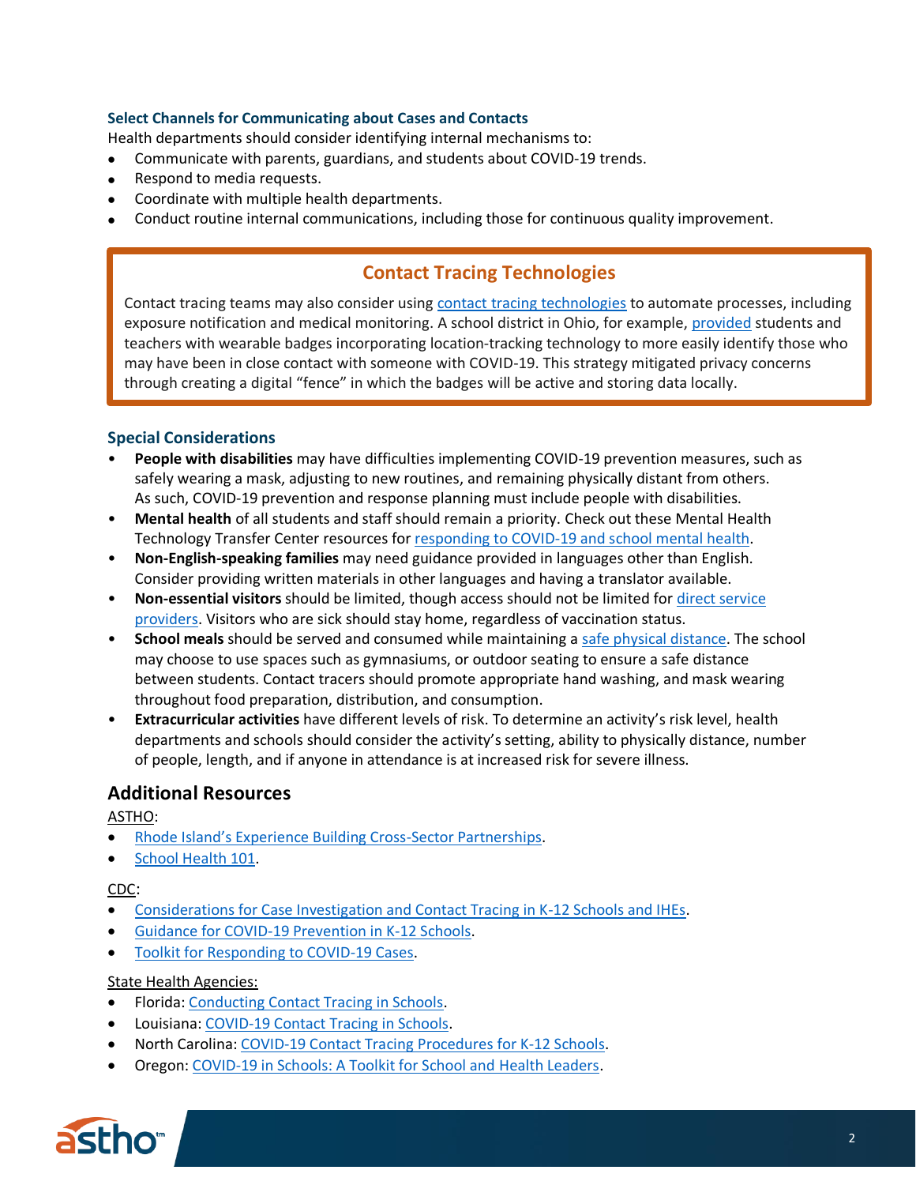### Select Channels for Communicating about Cases and Contacts

Health departments should consider identifying internal mechanisms to:

- Communicate with parents, guardians, and students about COVID-19 trends.
- Respond to media requests.
- Coordinate with multiple health departments.
- Conduct routine internal communications, including those for continuous quality improvement.

## Contact Tracing Technologies

Contact tracing teams may also consider using contact tracing technologies to automate processes, including exposure notification and medical monitoring. A school district in Ohio, for example, provided students and teachers with wearable badges incorporating location-tracking technology to more easily identify those who may have been in close contact with someone with COVID-19. This strategy mitigated privacy concerns through creating a digital "fence" in which the badges will be active and storing data locally.

### Special Considerations

- **People with disabilities** may have difficulties implementing COVID-19 prevention measures, such as safely wearing a mask, adjusting to new routines, and remaining physically distant from others. As such, COVID-19 prevention and response planning must include people with disabilities.
- **Mental health** of all students and staff should remain a priority. Check out these Mental Health Technology Transfer Center resources for responding to COVID-19 and school mental health.
- **Non-English-speaking families** may need guidance provided in languages other than English. Consider providing written materials in other languages and having a translator available.
- **Non-essential visitors** should be limited, though access should not be limited for direct service providers. Visitors who are sick should stay home, regardless of vaccination status.
- **School meals** should be served and consumed while maintaining a safe physical distance. The school may choose to use spaces such as gymnasiums, or outdoor seating to ensure a safe distance between students. Contact tracers should promote appropriate hand washing, and mask wearing throughout food preparation, distribution, and consumption.
- **Extracurricular activities** have different levels of risk. To determine an activity's risk level, health departments and schools should consider the activity's setting, ability to physically distance, number of people, length, and if anyone in attendance is at increased risk for severe illness.

## Additional Resources

ASTHO:

- Rhode Island's Experience Building Cross-Sector Partnerships.
- School Health 101.

CDC:

- Considerations for Case Investigation and Contact Tracing in K-12 Schools and IHEs.
- Guidance for COVID-19 Prevention in K-12 Schools.
- Toolkit for Responding to COVID-19 Cases.

State Health Agencies:

- Florida: Conducting Contact Tracing in Schools.
- Louisiana: COVID-19 Contact Tracing in Schools.
- North Carolina: COVID-19 Contact Tracing Procedures for K-12 Schools.
- Oregon: COVID-19 in Schools: A Toolkit for School and Health Leaders.